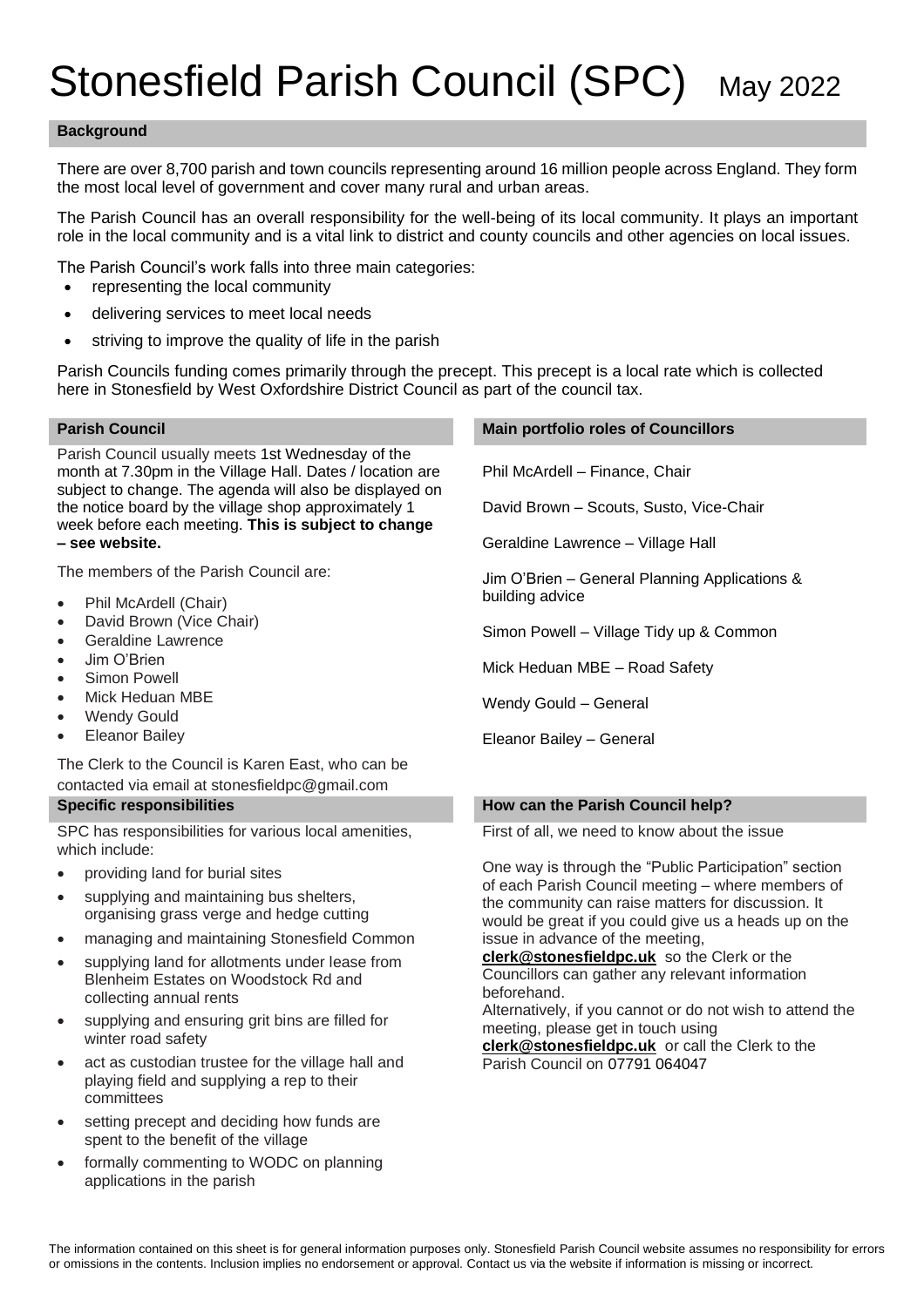# Stonesfield Parish Council (SPC) May 2022

## Background

There are over 8,700 parish and town councils representing around 16 million people across England. They form the most local level of government and cover many rural and urban areas.

The Parish Council has an overall responsibility for the well-being of its local community. It plays an important role in the local community and is a vital link to district and county councils and other agencies on local issues.

The Parish Council's work falls into three main categories:

- representing the local community
- delivering services to meet local needs
- striving to improve the quality of life in the parish

Parish Councils funding comes primarily through the precept. This precept is a local rate which is collected here in Stonesfield by West Oxfordshire District Council as part of the council tax.

## Parish Council

Parish Council usually meets 1st Wednesday of the month at 7.30pm in the Village Hall. Dates / location are subject to change. The agenda will also be displayed on the notice board by the village shop approximately 1 week before each meeting. **This is subject to change – see website.**

The members of the Parish Council are:

- Phil McArdell (Chair)
- David Brown (Vice Chair)
- Geraldine Lawrence
- Jim O'Brien
- Simon Powell
- Mick Heduan MBE
- Wendy Gould
- Eleanor Bailey

The Clerk to the Council is Karen East, who can be contacted via email at stonesfieldpc@gmail.com

## Main portfolio roles of Councillors

Phil McArdell – Finance, Chair

David Brown – Scouts, Susto, Vice-Chair

Geraldine Lawrence – Village Hall

Jim O'Brien – General Planning Applications & building advice

Simon Powell – Village Tidy up & Common

Mick Heduan MBE – Road Safety

Wendy Gould – General

Eleanor Bailey – General

## Specific responsibilities

SPC has responsibilities for various local amenities, which include:

- providing land for burial sites
- supplying and maintaining bus shelters, organising grass verge and hedge cutting
- managing and maintaining Stonesfield Common
- supplying land for allotments under lease from Blenheim Estates on Woodstock Rd and collecting annual rents
- supplying and ensuring grit bins are filled for winter road safety
- act as custodian trustee for the village hall and playing field and supplying a rep to their committees
- setting precept and deciding how funds are spent to the benefit of the village
- formally commenting to WODC on planning applications in the parish

## How can the Parish Council help?

First of all, we need to know about the issue

One way is through the "Public Participation" section of each Parish Council meeting – where members of the community can raise matters for discussion. It would be great if you could give us a heads up on the issue in advance of the meeting, **clerk@stonesfieldpc.uk** so the Clerk or the Councillors can gather any relevant information beforehand.

Alternatively, if you cannot or do not wish to attend the meeting, please get in touch using **clerk@stonesfieldpc.uk** or call the Clerk to the Parish Council on 07791 064047

The information contained on this sheet is for general information purposes only. Stonesfield Parish Council website assumes no responsibility for errors or omissions in the contents. Inclusion implies no endorsement or approval. Contact us via the website if information is missing or incorrect.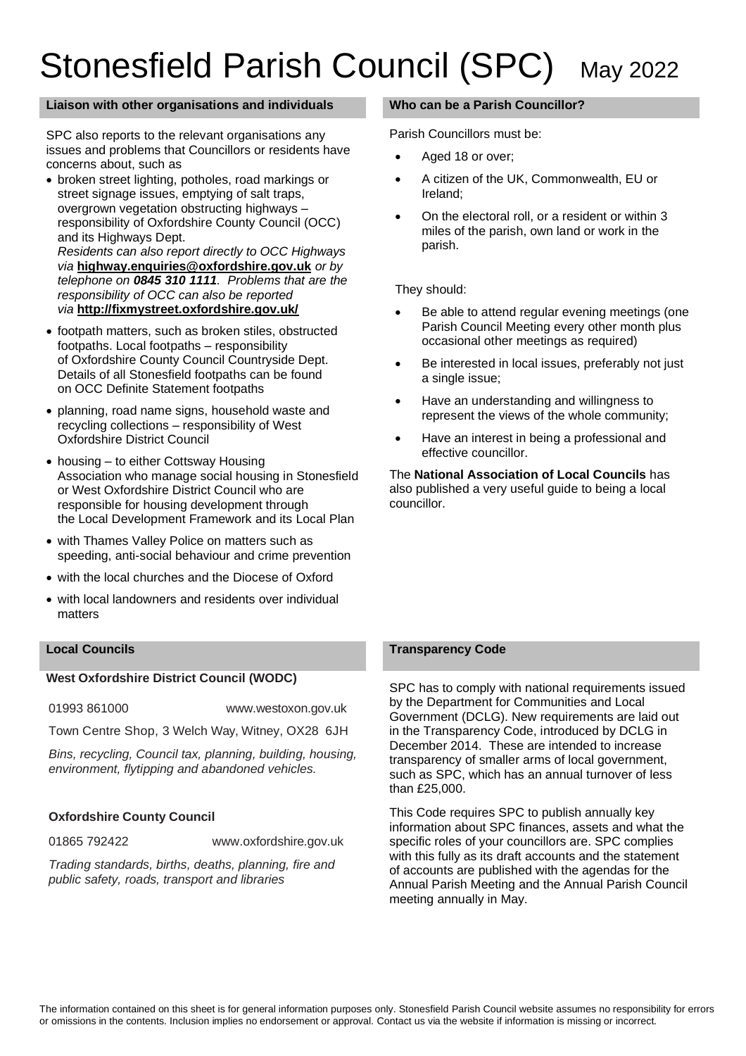# Stonesfield Parish Council (SPC) May 2022

## Liaison with other organisations and individuals

SPC also reports to the relevant organisations any issues and problems that Councillors or residents have concerns about, such as

- broken street lighting, potholes, road markings or street signage issues, emptying of salt traps, overgrown vegetation obstructing highways – responsibility of Oxfordshire County Council (OCC) and its Highways Dept.
  *Residents can also report directly to OCC Highways via* **highway.enquiries@oxfordshire.gov.uk** *or by telephone on* ***0845 310 1111****. Problems that are the responsibility of OCC can also be reported via* **http://fixmystreet.oxfordshire.gov.uk/**
- footpath matters, such as broken stiles, obstructed footpaths. Local footpaths – responsibility of Oxfordshire County Council Countryside Dept. Details of all Stonesfield footpaths can be found on OCC Definite Statement footpaths
- planning, road name signs, household waste and recycling collections – responsibility of West Oxfordshire District Council
- housing – to either Cottsway Housing Association who manage social housing in Stonesfield or West Oxfordshire District Council who are responsible for housing development through the Local Development Framework and its Local Plan
- with Thames Valley Police on matters such as speeding, anti-social behaviour and crime prevention
- with the local churches and the Diocese of Oxford
- with local landowners and residents over individual matters

## Who can be a Parish Councillor?

Parish Councillors must be:

- Aged 18 or over;
- A citizen of the UK, Commonwealth, EU or Ireland;
- On the electoral roll, or a resident or within 3 miles of the parish, own land or work in the parish.

They should:

- Be able to attend regular evening meetings (one Parish Council Meeting every other month plus occasional other meetings as required)
- Be interested in local issues, preferably not just a single issue;
- Have an understanding and willingness to represent the views of the whole community;
- Have an interest in being a professional and effective councillor.

The **National Association of Local Councils** has also published a very useful guide to being a local councillor.

## Local Councils

### West Oxfordshire District Council (WODC)

01993 861000 www.westoxon.gov.uk

Town Centre Shop, 3 Welch Way, Witney, OX28 6JH

*Bins, recycling, Council tax, planning, building, housing, environment, flytipping and abandoned vehicles.*

### Oxfordshire County Council

01865 792422 www.oxfordshire.gov.uk

*Trading standards, births, deaths, planning, fire and public safety, roads, transport and libraries*

## Transparency Code

SPC has to comply with national requirements issued by the Department for Communities and Local Government (DCLG). New requirements are laid out in the Transparency Code, introduced by DCLG in December 2014. These are intended to increase transparency of smaller arms of local government, such as SPC, which has an annual turnover of less than £25,000.

This Code requires SPC to publish annually key information about SPC finances, assets and what the specific roles of your councillors are. SPC complies with this fully as its draft accounts and the statement of accounts are published with the agendas for the Annual Parish Meeting and the Annual Parish Council meeting annually in May.

The information contained on this sheet is for general information purposes only. Stonesfield Parish Council website assumes no responsibility for errors or omissions in the contents. Inclusion implies no endorsement or approval. Contact us via the website if information is missing or incorrect.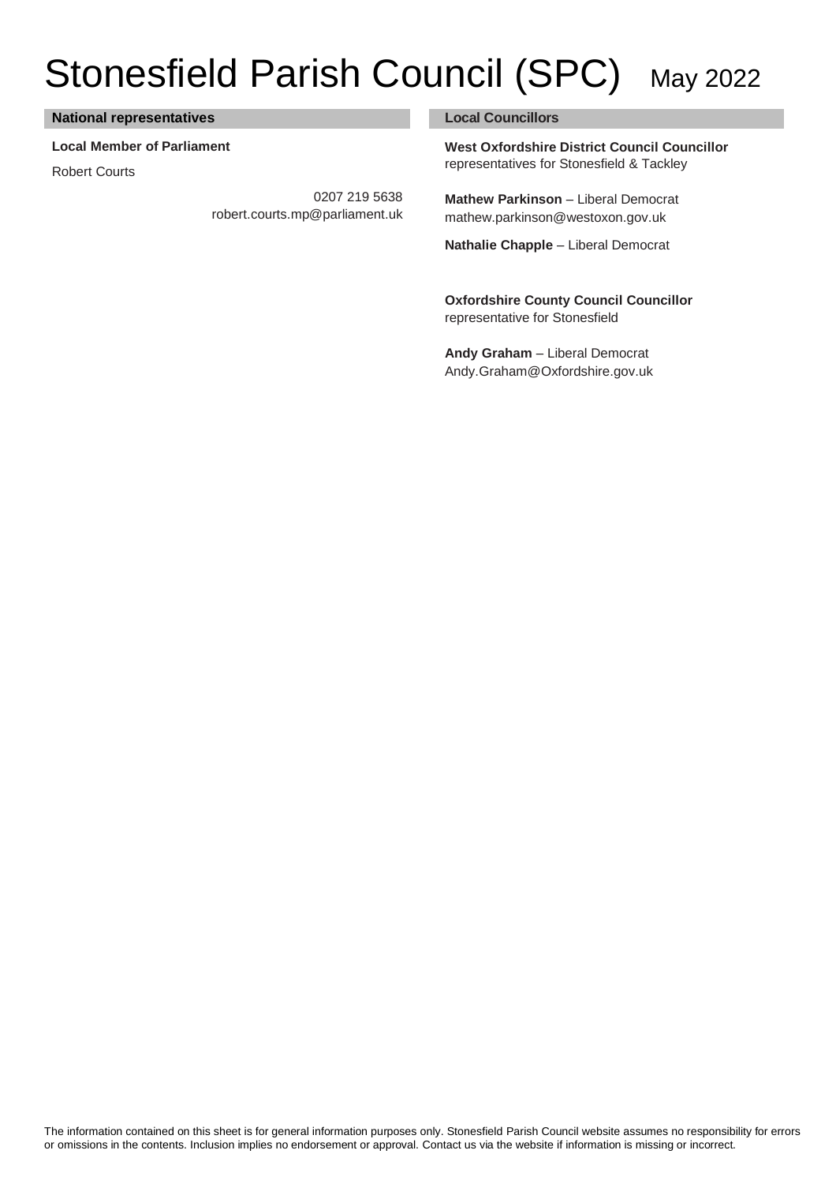# Stonesfield Parish Council (SPC) May 2022

## National representatives

**Local Member of Parliament**

Robert Courts

0207 219 5638
robert.courts.mp@parliament.uk

## Local Councillors

**West Oxfordshire District Council Councillor** representatives for Stonesfield & Tackley

**Mathew Parkinson** – Liberal Democrat
mathew.parkinson@westoxon.gov.uk

**Nathalie Chapple** – Liberal Democrat

**Oxfordshire County Council Councillor** representative for Stonesfield

**Andy Graham** – Liberal Democrat
Andy.Graham@Oxfordshire.gov.uk

The information contained on this sheet is for general information purposes only. Stonesfield Parish Council website assumes no responsibility for errors or omissions in the contents. Inclusion implies no endorsement or approval. Contact us via the website if information is missing or incorrect.